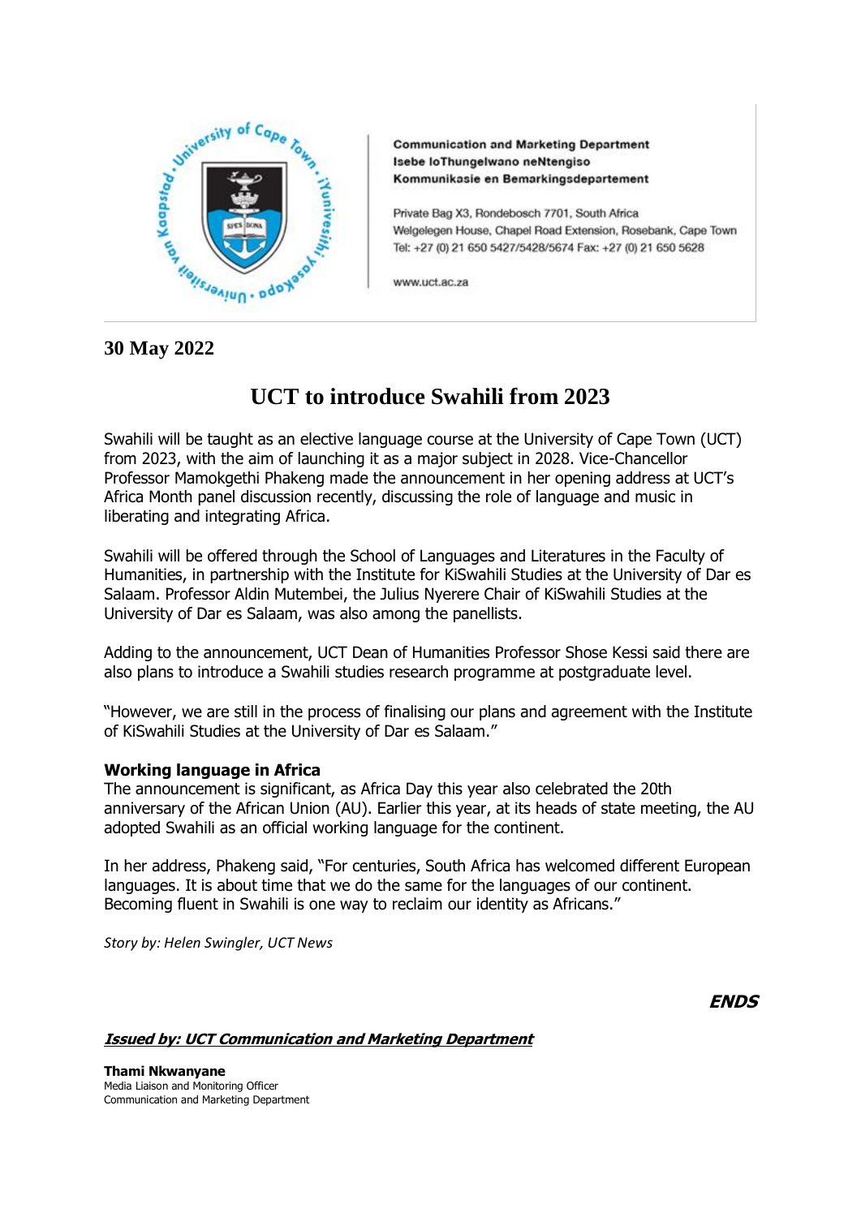Communication and Marketing Department
Isebe loThungelwano neNtengiso
Kommunikasie en Bemarkingsdepartement

Private Bag X3, Rondebosch 7701, South Africa
Welgelegen House, Chapel Road Extension, Rosebank, Cape Town
Tel: +27 (0) 21 650 5427/5428/5674 Fax: +27 (0) 21 650 5628

www.uct.ac.za

**30 May 2022**

# UCT to introduce Swahili from 2023

Swahili will be taught as an elective language course at the University of Cape Town (UCT) from 2023, with the aim of launching it as a major subject in 2028. Vice-Chancellor Professor Mamokgethi Phakeng made the announcement in her opening address at UCT's Africa Month panel discussion recently, discussing the role of language and music in liberating and integrating Africa.

Swahili will be offered through the School of Languages and Literatures in the Faculty of Humanities, in partnership with the Institute for KiSwahili Studies at the University of Dar es Salaam. Professor Aldin Mutembei, the Julius Nyerere Chair of KiSwahili Studies at the University of Dar es Salaam, was also among the panellists.

Adding to the announcement, UCT Dean of Humanities Professor Shose Kessi said there are also plans to introduce a Swahili studies research programme at postgraduate level.

"However, we are still in the process of finalising our plans and agreement with the Institute of KiSwahili Studies at the University of Dar es Salaam."

**Working language in Africa**

The announcement is significant, as Africa Day this year also celebrated the 20th anniversary of the African Union (AU). Earlier this year, at its heads of state meeting, the AU adopted Swahili as an official working language for the continent.

In her address, Phakeng said, "For centuries, South Africa has welcomed different European languages. It is about time that we do the same for the languages of our continent. Becoming fluent in Swahili is one way to reclaim our identity as Africans."

*Story by: Helen Swingler, UCT News*

***ENDS***

***Issued by: UCT Communication and Marketing Department***

**Thami Nkwanyane**
Media Liaison and Monitoring Officer
Communication and Marketing Department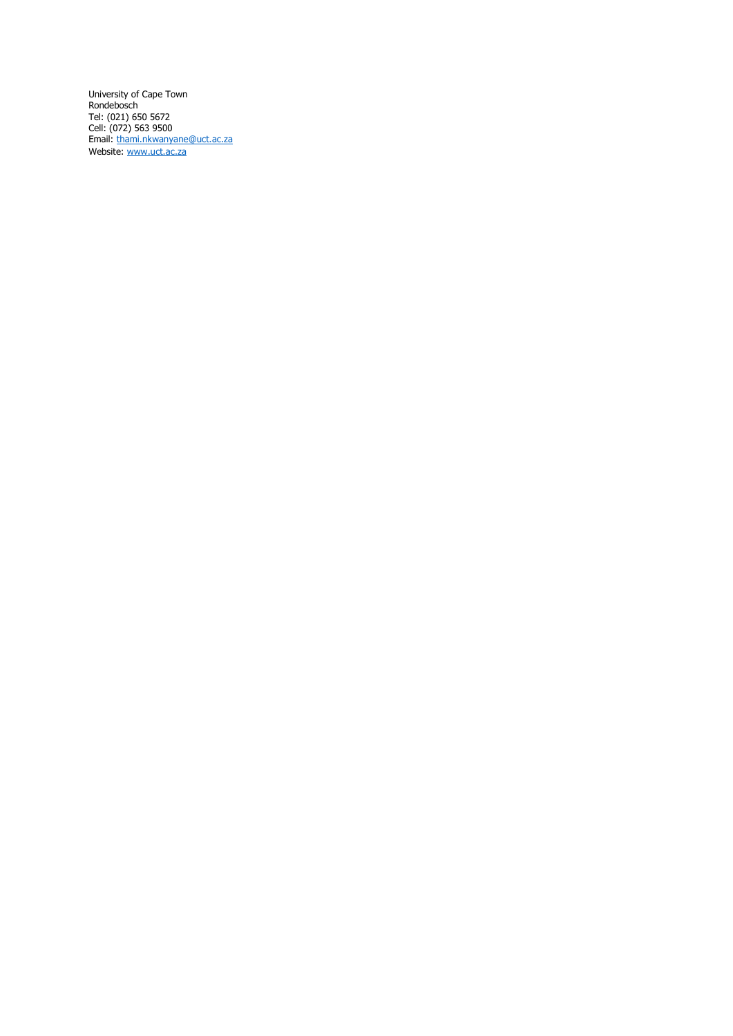University of Cape Town
Rondebosch
Tel: (021) 650 5672
Cell: (072) 563 9500
Email: [thami.nkwanyane@uct.ac.za](mailto:thami.nkwanyane@uct.ac.za)
Website: [www.uct.ac.za](http://www.uct.ac.za)